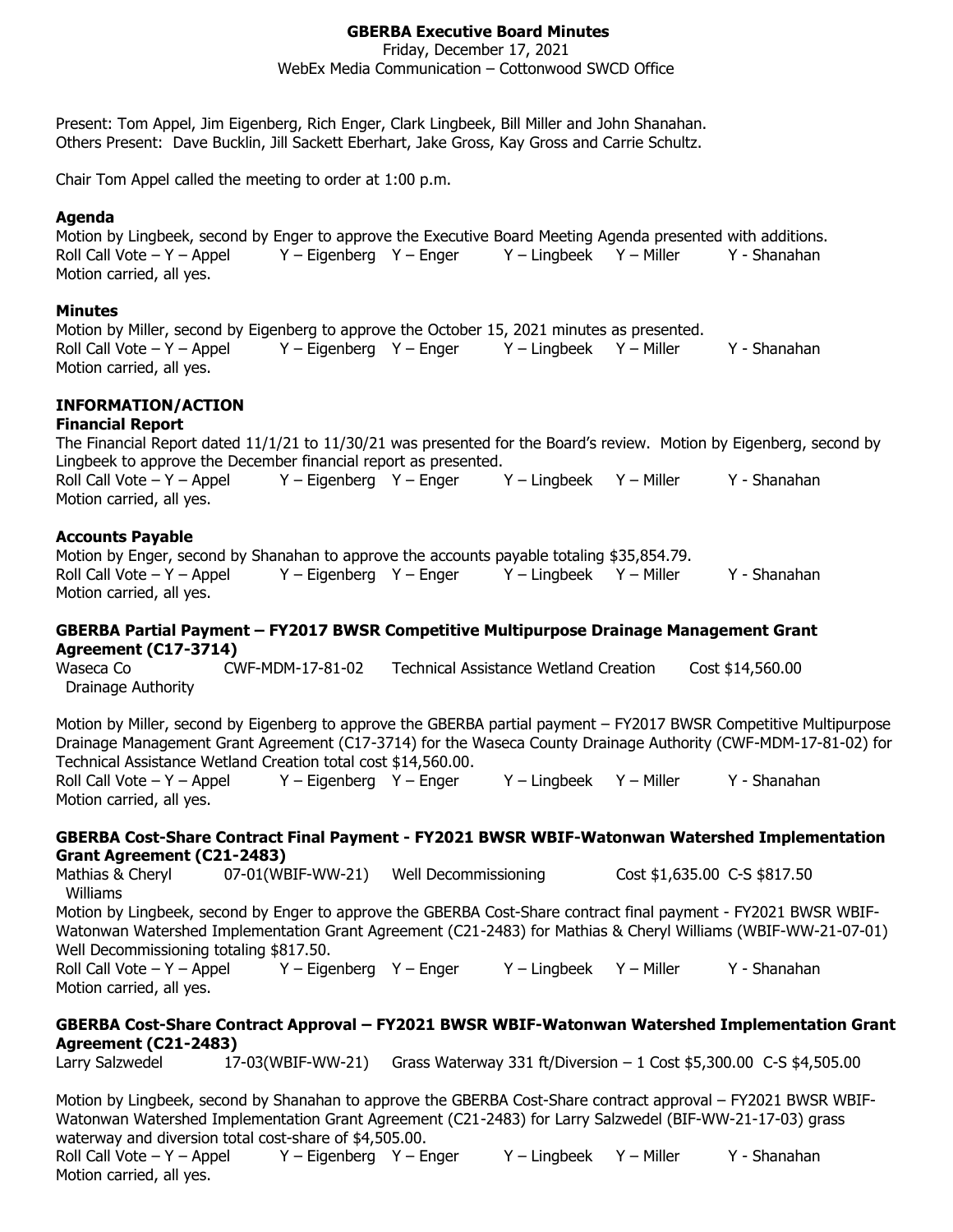# GBERBA Executive Board Minutes

Friday, December 17, 2021
WebEx Media Communication – Cottonwood SWCD Office

Present: Tom Appel, Jim Eigenberg, Rich Enger, Clark Lingbeek, Bill Miller and John Shanahan.
Others Present: Dave Bucklin, Jill Sackett Eberhart, Jake Gross, Kay Gross and Carrie Schultz.

Chair Tom Appel called the meeting to order at 1:00 p.m.

### Agenda

Motion by Lingbeek, second by Enger to approve the Executive Board Meeting Agenda presented with additions.
Roll Call Vote – Y – Appel Y – Eigenberg Y – Enger Y – Lingbeek Y – Miller Y - Shanahan
Motion carried, all yes.

### Minutes

Motion by Miller, second by Eigenberg to approve the October 15, 2021 minutes as presented.
Roll Call Vote – Y – Appel Y – Eigenberg Y – Enger Y – Lingbeek Y – Miller Y - Shanahan
Motion carried, all yes.

## INFORMATION/ACTION

### Financial Report

The Financial Report dated 11/1/21 to 11/30/21 was presented for the Board's review. Motion by Eigenberg, second by Lingbeek to approve the December financial report as presented.
Roll Call Vote – Y – Appel Y – Eigenberg Y – Enger Y – Lingbeek Y – Miller Y - Shanahan
Motion carried, all yes.

### Accounts Payable

Motion by Enger, second by Shanahan to approve the accounts payable totaling $35,854.79.
Roll Call Vote – Y – Appel Y – Eigenberg Y – Enger Y – Lingbeek Y – Miller Y - Shanahan
Motion carried, all yes.

### GBERBA Partial Payment – FY2017 BWSR Competitive Multipurpose Drainage Management Grant Agreement (C17-3714)

| | | | |
|---|---|---|---|
| Waseca Co Drainage Authority | CWF-MDM-17-81-02 | Technical Assistance Wetland Creation | Cost $14,560.00 |

Motion by Miller, second by Eigenberg to approve the GBERBA partial payment – FY2017 BWSR Competitive Multipurpose Drainage Management Grant Agreement (C17-3714) for the Waseca County Drainage Authority (CWF-MDM-17-81-02) for Technical Assistance Wetland Creation total cost $14,560.00.
Roll Call Vote – Y – Appel Y – Eigenberg Y – Enger Y – Lingbeek Y – Miller Y - Shanahan
Motion carried, all yes.

### GBERBA Cost-Share Contract Final Payment - FY2021 BWSR WBIF-Watonwan Watershed Implementation Grant Agreement (C21-2483)

| | | | | |
|---|---|---|---|---|
| Mathias & Cheryl Williams | 07-01(WBIF-WW-21) | Well Decommissioning | Cost $1,635.00 | C-S $817.50 |

Motion by Lingbeek, second by Enger to approve the GBERBA Cost-Share contract final payment - FY2021 BWSR WBIF-Watonwan Watershed Implementation Grant Agreement (C21-2483) for Mathias & Cheryl Williams (WBIF-WW-21-07-01) Well Decommissioning totaling $817.50.
Roll Call Vote – Y – Appel Y – Eigenberg Y – Enger Y – Lingbeek Y – Miller Y - Shanahan
Motion carried, all yes.

### GBERBA Cost-Share Contract Approval – FY2021 BWSR WBIF-Watonwan Watershed Implementation Grant Agreement (C21-2483)

| | | | | |
|---|---|---|---|---|
| Larry Salzwedel | 17-03(WBIF-WW-21) | Grass Waterway 331 ft/Diversion – 1 | Cost $5,300.00 | C-S $4,505.00 |

Motion by Lingbeek, second by Shanahan to approve the GBERBA Cost-Share contract approval – FY2021 BWSR WBIF-Watonwan Watershed Implementation Grant Agreement (C21-2483) for Larry Salzwedel (BIF-WW-21-17-03) grass waterway and diversion total cost-share of $4,505.00.
Roll Call Vote – Y – Appel Y – Eigenberg Y – Enger Y – Lingbeek Y – Miller Y - Shanahan
Motion carried, all yes.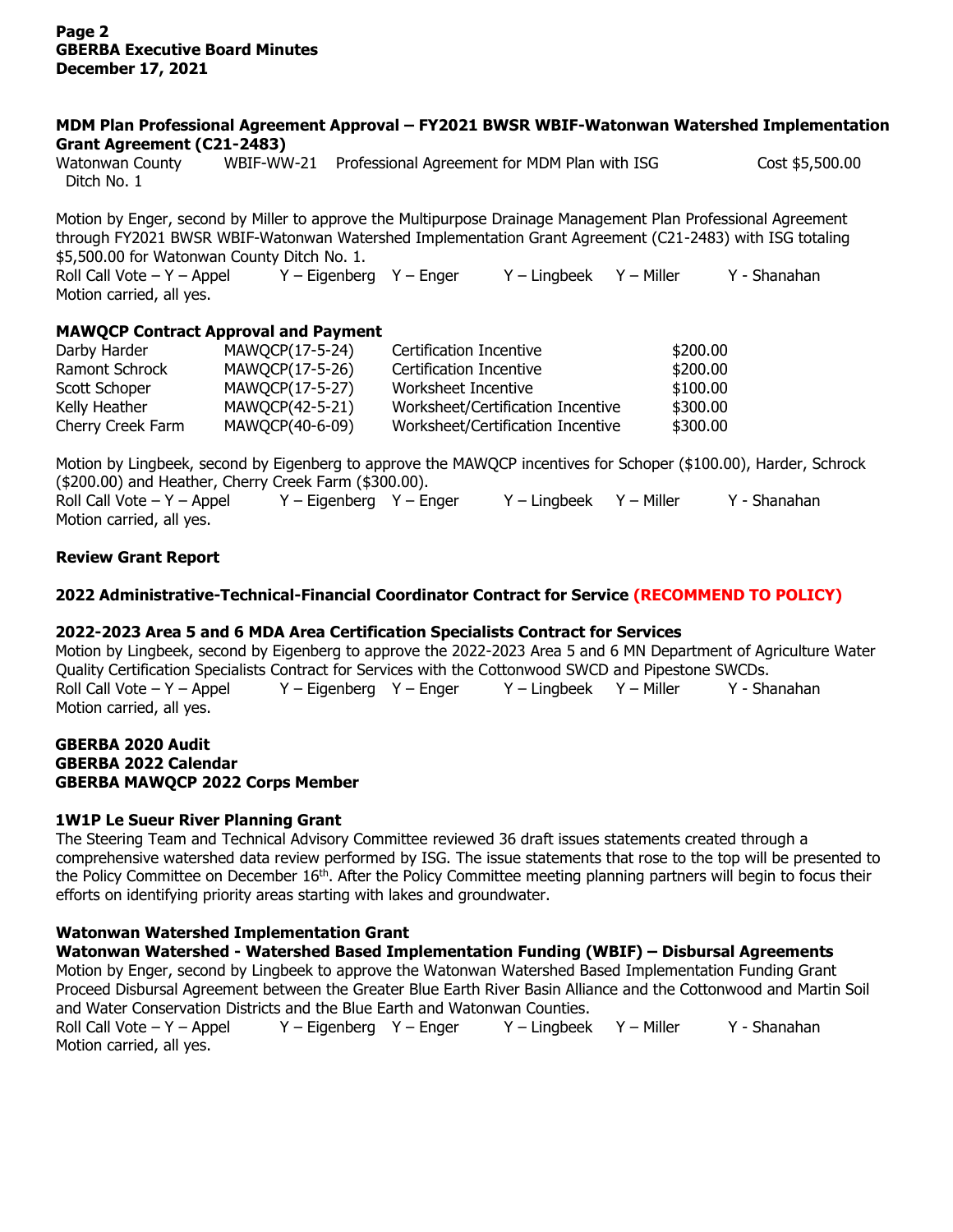**MDM Plan Professional Agreement Approval – FY2021 BWSR WBIF-Watonwan Watershed Implementation Grant Agreement (C21-2483)**

| | | | |
|---|---|---|---|
| Watonwan County Ditch No. 1 | WBIF-WW-21 | Professional Agreement for MDM Plan with ISG | Cost $5,500.00 |

Motion by Enger, second by Miller to approve the Multipurpose Drainage Management Plan Professional Agreement through FY2021 BWSR WBIF-Watonwan Watershed Implementation Grant Agreement (C21-2483) with ISG totaling $5,500.00 for Watonwan County Ditch No. 1.
Roll Call Vote – Y – Appel Y – Eigenberg Y – Enger Y – Lingbeek Y – Miller Y - Shanahan
Motion carried, all yes.

**MAWQCP Contract Approval and Payment**

| | | | |
|---|---|---|---|
| Darby Harder | MAWQCP(17-5-24) | Certification Incentive | $200.00 |
| Ramont Schrock | MAWQCP(17-5-26) | Certification Incentive | $200.00 |
| Scott Schoper | MAWQCP(17-5-27) | Worksheet Incentive | $100.00 |
| Kelly Heather | MAWQCP(42-5-21) | Worksheet/Certification Incentive | $300.00 |
| Cherry Creek Farm | MAWQCP(40-6-09) | Worksheet/Certification Incentive | $300.00 |

Motion by Lingbeek, second by Eigenberg to approve the MAWQCP incentives for Schoper ($100.00), Harder, Schrock ($200.00) and Heather, Cherry Creek Farm ($300.00).
Roll Call Vote – Y – Appel Y – Eigenberg Y – Enger Y – Lingbeek Y – Miller Y - Shanahan
Motion carried, all yes.

**Review Grant Report**

**2022 Administrative-Technical-Financial Coordinator Contract for Service (RECOMMEND TO POLICY)**

**2022-2023 Area 5 and 6 MDA Area Certification Specialists Contract for Services**
Motion by Lingbeek, second by Eigenberg to approve the 2022-2023 Area 5 and 6 MN Department of Agriculture Water Quality Certification Specialists Contract for Services with the Cottonwood SWCD and Pipestone SWCDs.
Roll Call Vote – Y – Appel Y – Eigenberg Y – Enger Y – Lingbeek Y – Miller Y - Shanahan
Motion carried, all yes.

**GBERBA 2020 Audit**
**GBERBA 2022 Calendar**
**GBERBA MAWQCP 2022 Corps Member**

**1W1P Le Sueur River Planning Grant**
The Steering Team and Technical Advisory Committee reviewed 36 draft issues statements created through a comprehensive watershed data review performed by ISG. The issue statements that rose to the top will be presented to the Policy Committee on December 16th. After the Policy Committee meeting planning partners will begin to focus their efforts on identifying priority areas starting with lakes and groundwater.

**Watonwan Watershed Implementation Grant**
**Watonwan Watershed - Watershed Based Implementation Funding (WBIF) – Disbursal Agreements**
Motion by Enger, second by Lingbeek to approve the Watonwan Watershed Based Implementation Funding Grant Proceed Disbursal Agreement between the Greater Blue Earth River Basin Alliance and the Cottonwood and Martin Soil and Water Conservation Districts and the Blue Earth and Watonwan Counties.
Roll Call Vote – Y – Appel Y – Eigenberg Y – Enger Y – Lingbeek Y – Miller Y - Shanahan
Motion carried, all yes.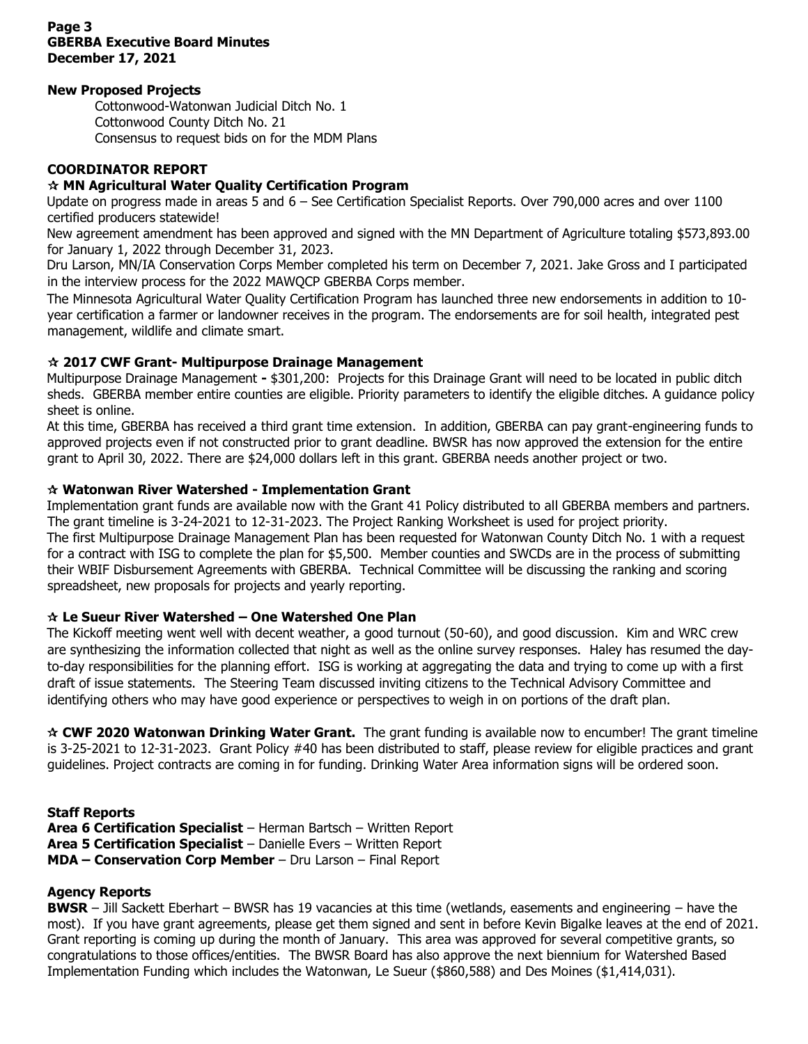**New Proposed Projects**

Cottonwood-Watonwan Judicial Ditch No. 1
Cottonwood County Ditch No. 21
Consensus to request bids on for the MDM Plans

**COORDINATOR REPORT**

**☆ MN Agricultural Water Quality Certification Program**

Update on progress made in areas 5 and 6 – See Certification Specialist Reports. Over 790,000 acres and over 1100 certified producers statewide!

New agreement amendment has been approved and signed with the MN Department of Agriculture totaling $573,893.00 for January 1, 2022 through December 31, 2023.

Dru Larson, MN/IA Conservation Corps Member completed his term on December 7, 2021. Jake Gross and I participated in the interview process for the 2022 MAWQCP GBERBA Corps member.

The Minnesota Agricultural Water Quality Certification Program has launched three new endorsements in addition to 10-year certification a farmer or landowner receives in the program. The endorsements are for soil health, integrated pest management, wildlife and climate smart.

**☆ 2017 CWF Grant- Multipurpose Drainage Management**

Multipurpose Drainage Management **-** $301,200: Projects for this Drainage Grant will need to be located in public ditch sheds. GBERBA member entire counties are eligible. Priority parameters to identify the eligible ditches. A guidance policy sheet is online.

At this time, GBERBA has received a third grant time extension. In addition, GBERBA can pay grant-engineering funds to approved projects even if not constructed prior to grant deadline. BWSR has now approved the extension for the entire grant to April 30, 2022. There are $24,000 dollars left in this grant. GBERBA needs another project or two.

**☆ Watonwan River Watershed - Implementation Grant**

Implementation grant funds are available now with the Grant 41 Policy distributed to all GBERBA members and partners. The grant timeline is 3-24-2021 to 12-31-2023. The Project Ranking Worksheet is used for project priority.

The first Multipurpose Drainage Management Plan has been requested for Watonwan County Ditch No. 1 with a request for a contract with ISG to complete the plan for $5,500. Member counties and SWCDs are in the process of submitting their WBIF Disbursement Agreements with GBERBA. Technical Committee will be discussing the ranking and scoring spreadsheet, new proposals for projects and yearly reporting.

**☆ Le Sueur River Watershed – One Watershed One Plan**

The Kickoff meeting went well with decent weather, a good turnout (50-60), and good discussion. Kim and WRC crew are synthesizing the information collected that night as well as the online survey responses. Haley has resumed the day-to-day responsibilities for the planning effort. ISG is working at aggregating the data and trying to come up with a first draft of issue statements. The Steering Team discussed inviting citizens to the Technical Advisory Committee and identifying others who may have good experience or perspectives to weigh in on portions of the draft plan.

**☆ CWF 2020 Watonwan Drinking Water Grant.** The grant funding is available now to encumber! The grant timeline is 3-25-2021 to 12-31-2023. Grant Policy #40 has been distributed to staff, please review for eligible practices and grant guidelines. Project contracts are coming in for funding. Drinking Water Area information signs will be ordered soon.

**Staff Reports**

**Area 6 Certification Specialist** – Herman Bartsch – Written Report
**Area 5 Certification Specialist** – Danielle Evers – Written Report
**MDA – Conservation Corp Member** – Dru Larson – Final Report

**Agency Reports**

**BWSR** – Jill Sackett Eberhart – BWSR has 19 vacancies at this time (wetlands, easements and engineering – have the most). If you have grant agreements, please get them signed and sent in before Kevin Bigalke leaves at the end of 2021. Grant reporting is coming up during the month of January. This area was approved for several competitive grants, so congratulations to those offices/entities. The BWSR Board has also approve the next biennium for Watershed Based Implementation Funding which includes the Watonwan, Le Sueur ($860,588) and Des Moines ($1,414,031).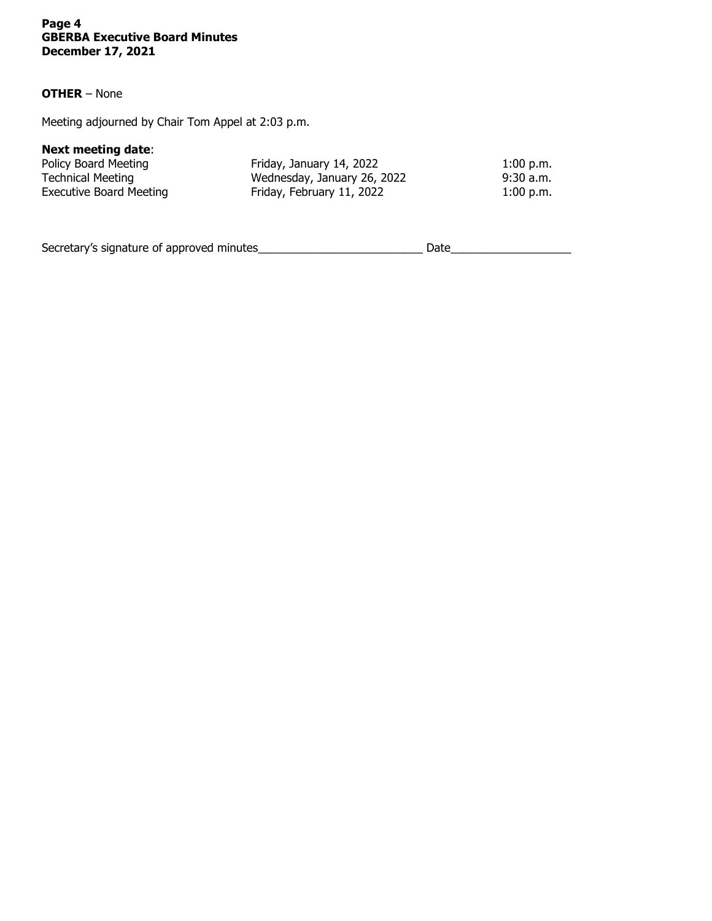**OTHER** – None

Meeting adjourned by Chair Tom Appel at 2:03 p.m.

**Next meeting date**:

| | | |
|---|---|---|
| Policy Board Meeting | Friday, January 14, 2022 | 1:00 p.m. |
| Technical Meeting | Wednesday, January 26, 2022 | 9:30 a.m. |
| Executive Board Meeting | Friday, February 11, 2022 | 1:00 p.m. |

Secretary's signature of approved minutes__________________________ Date___________________